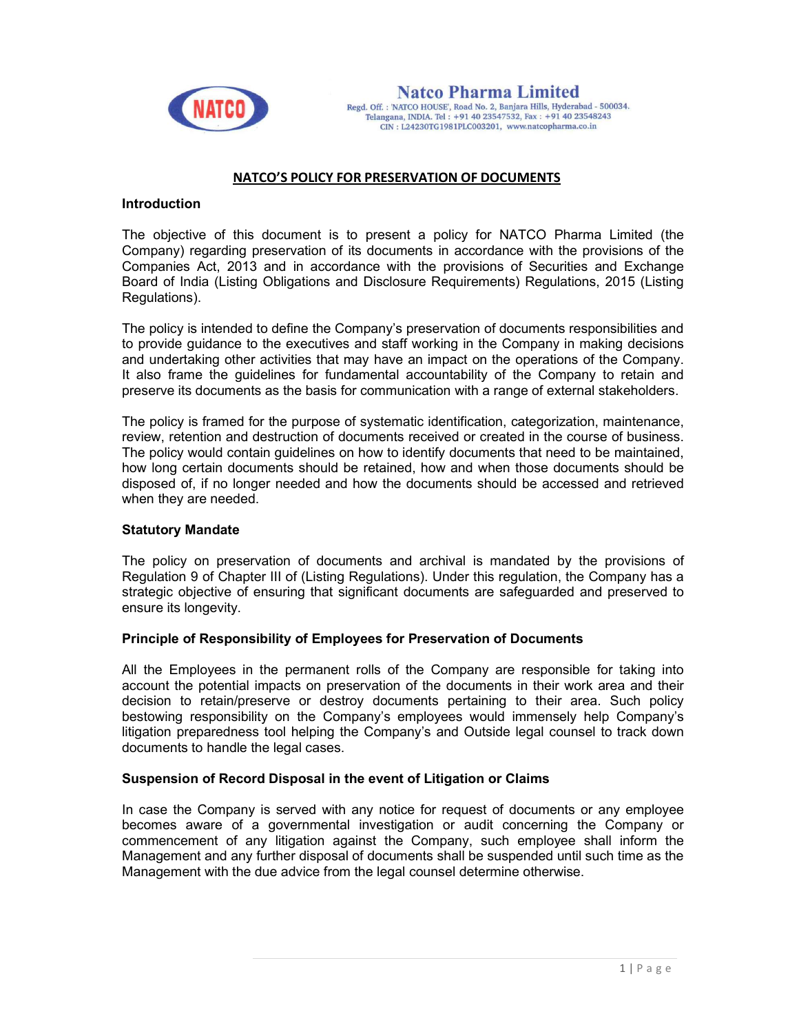Natco Pharma Limited

Regd. Off. : 'NATCO HOUSE', Road No. 2, Banjara Hills, Hyderabad - 500034. Telangana, INDIA. Tel : +91 40 23547532, Fax : +91 40 23548243 CIN : L24230TG1981PLC003201, www.natcopharma.co.in

# NATCO'S POLICY FOR PRESERVATION OF DOCUMENTS

## Introduction

The objective of this document is to present a policy for NATCO Pharma Limited (the Company) regarding preservation of its documents in accordance with the provisions of the Companies Act, 2013 and in accordance with the provisions of Securities and Exchange Board of India (Listing Obligations and Disclosure Requirements) Regulations, 2015 (Listing Regulations).

The policy is intended to define the Company's preservation of documents responsibilities and to provide guidance to the executives and staff working in the Company in making decisions and undertaking other activities that may have an impact on the operations of the Company. It also frame the guidelines for fundamental accountability of the Company to retain and preserve its documents as the basis for communication with a range of external stakeholders.

The policy is framed for the purpose of systematic identification, categorization, maintenance, review, retention and destruction of documents received or created in the course of business. The policy would contain guidelines on how to identify documents that need to be maintained, how long certain documents should be retained, how and when those documents should be disposed of, if no longer needed and how the documents should be accessed and retrieved when they are needed.

## Statutory Mandate

The policy on preservation of documents and archival is mandated by the provisions of Regulation 9 of Chapter III of (Listing Regulations). Under this regulation, the Company has a strategic objective of ensuring that significant documents are safeguarded and preserved to ensure its longevity.

## Principle of Responsibility of Employees for Preservation of Documents

All the Employees in the permanent rolls of the Company are responsible for taking into account the potential impacts on preservation of the documents in their work area and their decision to retain/preserve or destroy documents pertaining to their area. Such policy bestowing responsibility on the Company's employees would immensely help Company's litigation preparedness tool helping the Company's and Outside legal counsel to track down documents to handle the legal cases.

## Suspension of Record Disposal in the event of Litigation or Claims

In case the Company is served with any notice for request of documents or any employee becomes aware of a governmental investigation or audit concerning the Company or commencement of any litigation against the Company, such employee shall inform the Management and any further disposal of documents shall be suspended until such time as the Management with the due advice from the legal counsel determine otherwise.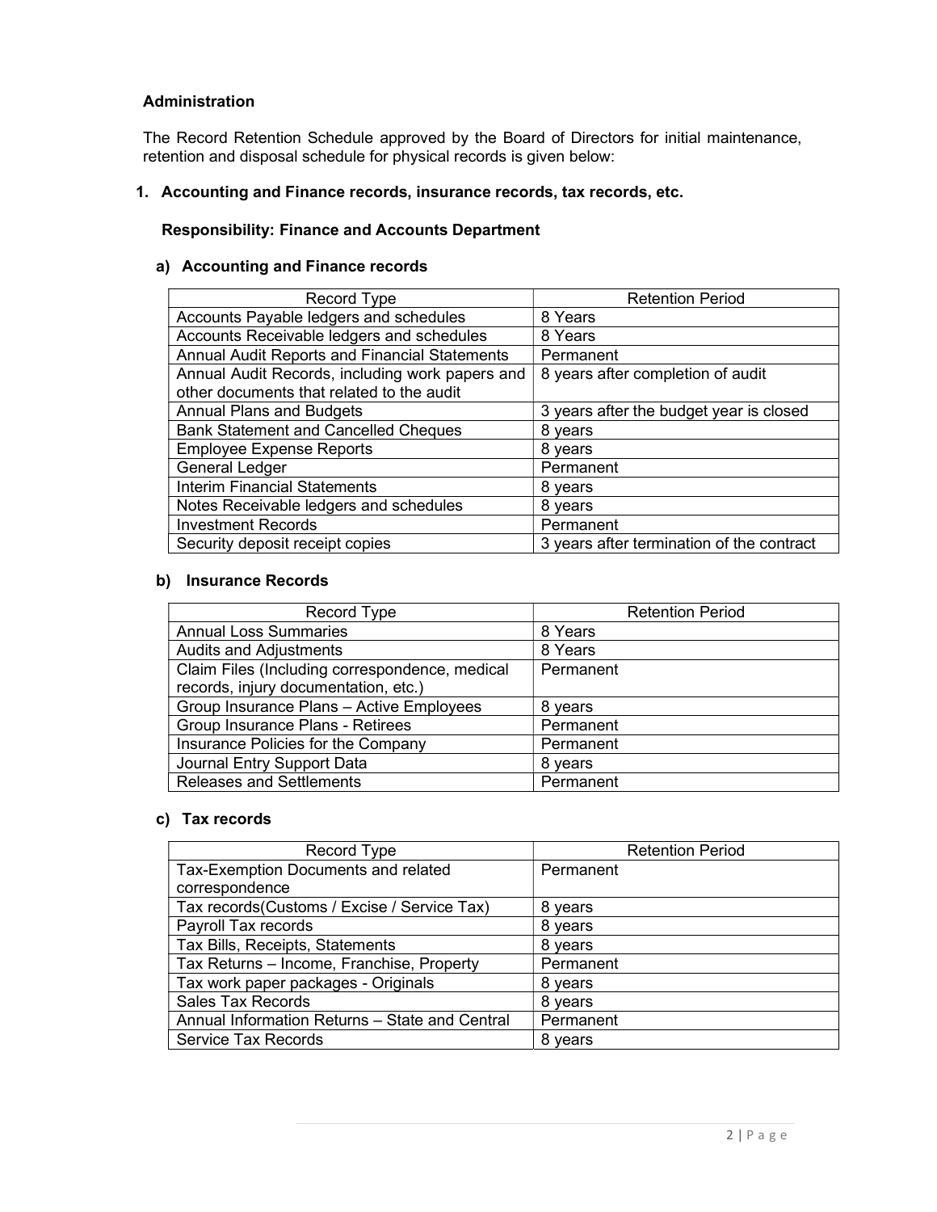**Administration**

The Record Retention Schedule approved by the Board of Directors for initial maintenance, retention and disposal schedule for physical records is given below:

## 1. Accounting and Finance records, insurance records, tax records, etc.

**Responsibility: Finance and Accounts Department**

### a) Accounting and Finance records

| Record Type | Retention Period |
|---|---|
| Accounts Payable ledgers and schedules | 8 Years |
| Accounts Receivable ledgers and schedules | 8 Years |
| Annual Audit Reports and Financial Statements | Permanent |
| Annual Audit Records, including work papers and other documents that related to the audit | 8 years after completion of audit |
| Annual Plans and Budgets | 3 years after the budget year is closed |
| Bank Statement and Cancelled Cheques | 8 years |
| Employee Expense Reports | 8 years |
| General Ledger | Permanent |
| Interim Financial Statements | 8 years |
| Notes Receivable ledgers and schedules | 8 years |
| Investment Records | Permanent |
| Security deposit receipt copies | 3 years after termination of the contract |

### b) Insurance Records

| Record Type | Retention Period |
|---|---|
| Annual Loss Summaries | 8 Years |
| Audits and Adjustments | 8 Years |
| Claim Files (Including correspondence, medical records, injury documentation, etc.) | Permanent |
| Group Insurance Plans – Active Employees | 8 years |
| Group Insurance Plans - Retirees | Permanent |
| Insurance Policies for the Company | Permanent |
| Journal Entry Support Data | 8 years |
| Releases and Settlements | Permanent |

### c) Tax records

| Record Type | Retention Period |
|---|---|
| Tax-Exemption Documents and related correspondence | Permanent |
| Tax records(Customs / Excise / Service Tax) | 8 years |
| Payroll Tax records | 8 years |
| Tax Bills, Receipts, Statements | 8 years |
| Tax Returns – Income, Franchise, Property | Permanent |
| Tax work paper packages - Originals | 8 years |
| Sales Tax Records | 8 years |
| Annual Information Returns – State and Central | Permanent |
| Service Tax Records | 8 years |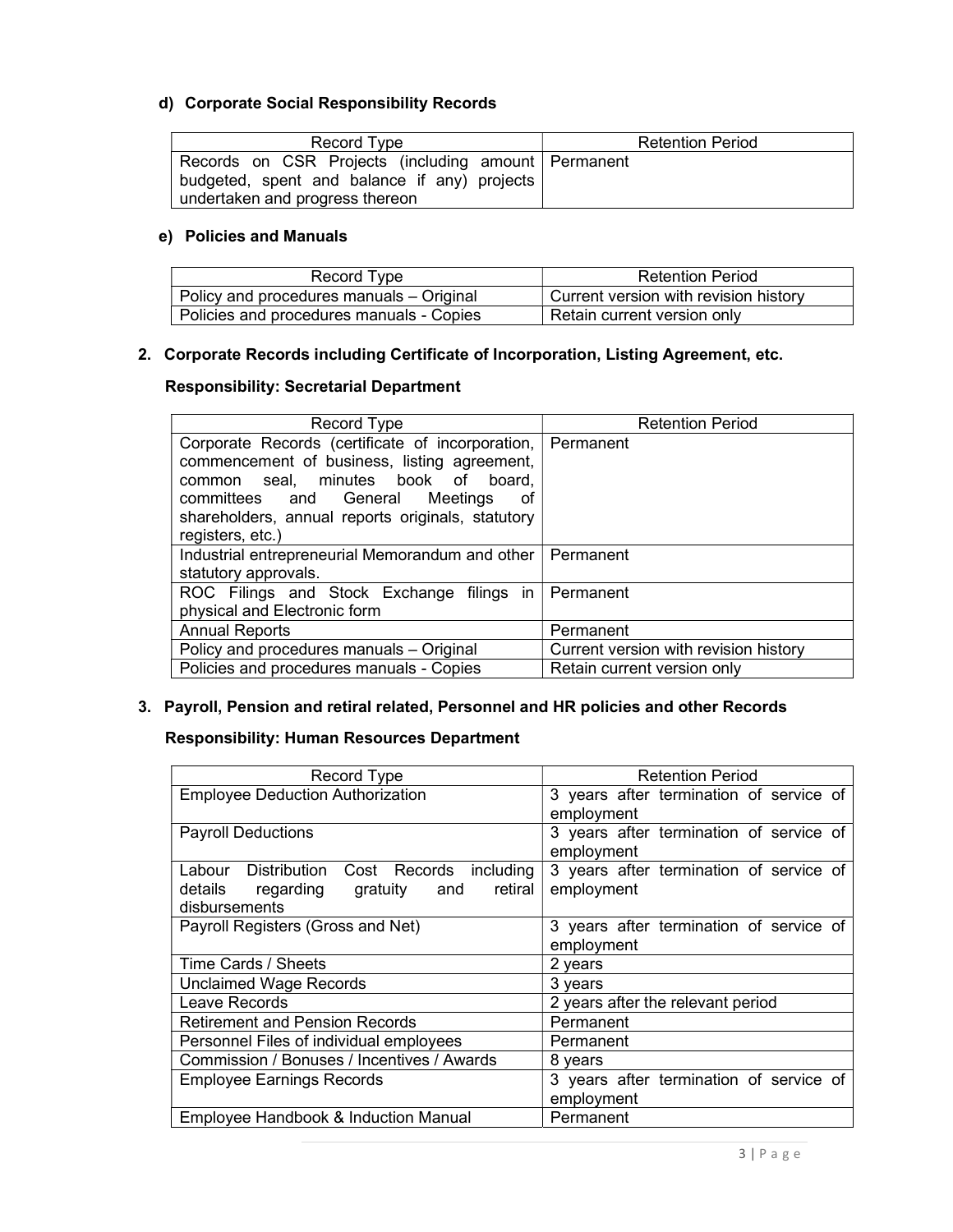### d) Corporate Social Responsibility Records

| Record Type | Retention Period |
|---|---|
| Records on CSR Projects (including amount budgeted, spent and balance if any) projects undertaken and progress thereon | Permanent |

### e) Policies and Manuals

| Record Type | Retention Period |
|---|---|
| Policy and procedures manuals – Original | Current version with revision history |
| Policies and procedures manuals - Copies | Retain current version only |

## 2. Corporate Records including Certificate of Incorporation, Listing Agreement, etc.

**Responsibility: Secretarial Department**

| Record Type | Retention Period |
|---|---|
| Corporate Records (certificate of incorporation, commencement of business, listing agreement, common seal, minutes book of board, committees and General Meetings of shareholders, annual reports originals, statutory registers, etc.) | Permanent |
| Industrial entrepreneurial Memorandum and other statutory approvals. | Permanent |
| ROC Filings and Stock Exchange filings in physical and Electronic form | Permanent |
| Annual Reports | Permanent |
| Policy and procedures manuals – Original | Current version with revision history |
| Policies and procedures manuals - Copies | Retain current version only |

## 3. Payroll, Pension and retiral related, Personnel and HR policies and other Records

**Responsibility: Human Resources Department**

| Record Type | Retention Period |
|---|---|
| Employee Deduction Authorization | 3 years after termination of service of employment |
| Payroll Deductions | 3 years after termination of service of employment |
| Labour Distribution Cost Records including details regarding gratuity and retiral disbursements | 3 years after termination of service of employment |
| Payroll Registers (Gross and Net) | 3 years after termination of service of employment |
| Time Cards / Sheets | 2 years |
| Unclaimed Wage Records | 3 years |
| Leave Records | 2 years after the relevant period |
| Retirement and Pension Records | Permanent |
| Personnel Files of individual employees | Permanent |
| Commission / Bonuses / Incentives / Awards | 8 years |
| Employee Earnings Records | 3 years after termination of service of employment |
| Employee Handbook & Induction Manual | Permanent |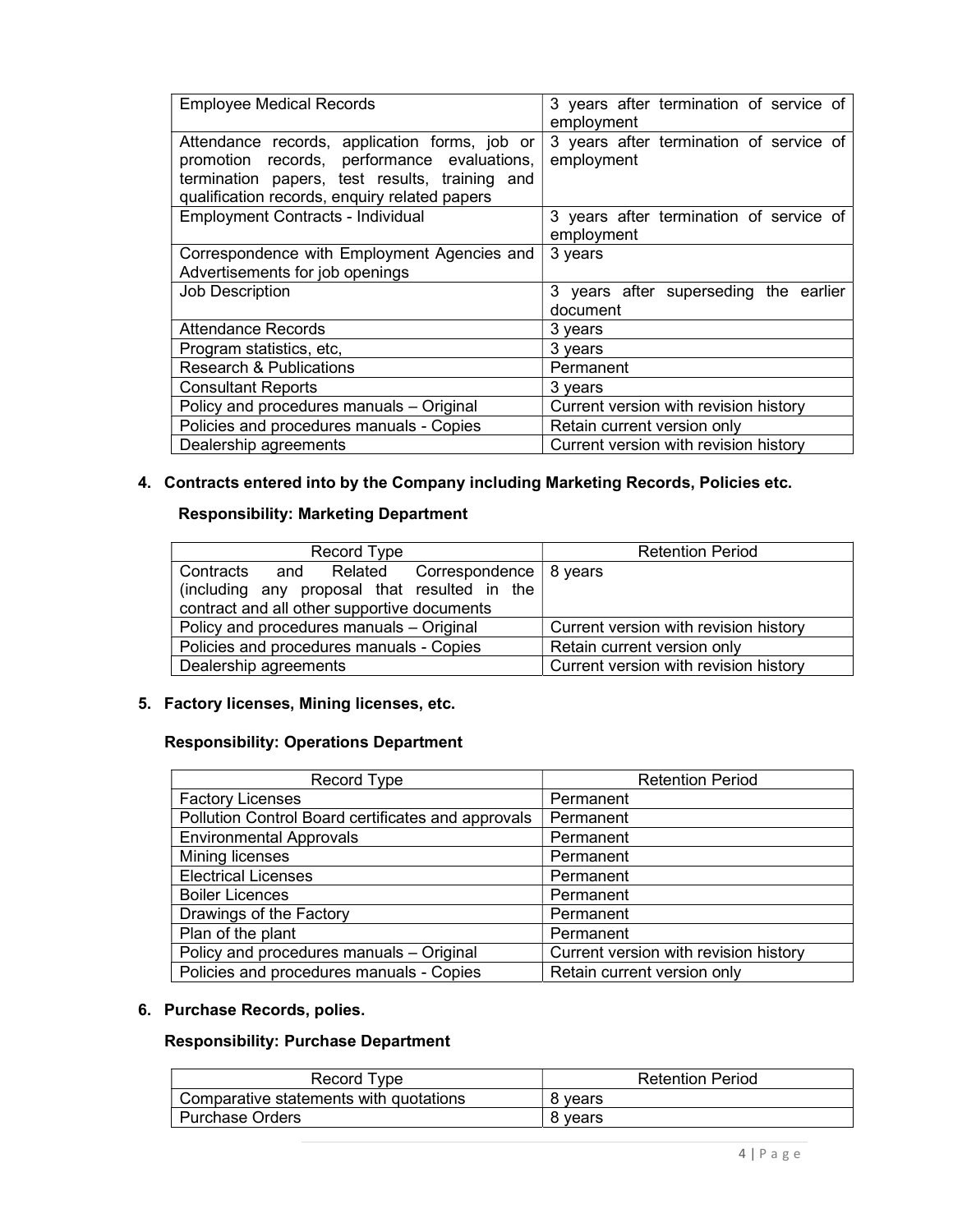| | |
|---|---|
| Employee Medical Records | 3 years after termination of service of employment |
| Attendance records, application forms, job or promotion records, performance evaluations, termination papers, test results, training and qualification records, enquiry related papers | 3 years after termination of service of employment |
| Employment Contracts - Individual | 3 years after termination of service of employment |
| Correspondence with Employment Agencies and Advertisements for job openings | 3 years |
| Job Description | 3 years after superseding the earlier document |
| Attendance Records | 3 years |
| Program statistics, etc, | 3 years |
| Research & Publications | Permanent |
| Consultant Reports | 3 years |
| Policy and procedures manuals – Original | Current version with revision history |
| Policies and procedures manuals - Copies | Retain current version only |
| Dealership agreements | Current version with revision history |

4. **Contracts entered into by the Company including Marketing Records, Policies etc.**

   **Responsibility: Marketing Department**

| Record Type | Retention Period |
|---|---|
| Contracts and Related Correspondence (including any proposal that resulted in the contract and all other supportive documents | 8 years |
| Policy and procedures manuals – Original | Current version with revision history |
| Policies and procedures manuals - Copies | Retain current version only |
| Dealership agreements | Current version with revision history |

5. **Factory licenses, Mining licenses, etc.**

   **Responsibility: Operations Department**

| Record Type | Retention Period |
|---|---|
| Factory Licenses | Permanent |
| Pollution Control Board certificates and approvals | Permanent |
| Environmental Approvals | Permanent |
| Mining licenses | Permanent |
| Electrical Licenses | Permanent |
| Boiler Licences | Permanent |
| Drawings of the Factory | Permanent |
| Plan of the plant | Permanent |
| Policy and procedures manuals – Original | Current version with revision history |
| Policies and procedures manuals - Copies | Retain current version only |

6. **Purchase Records, polies.**

   **Responsibility: Purchase Department**

| Record Type | Retention Period |
|---|---|
| Comparative statements with quotations | 8 years |
| Purchase Orders | 8 years |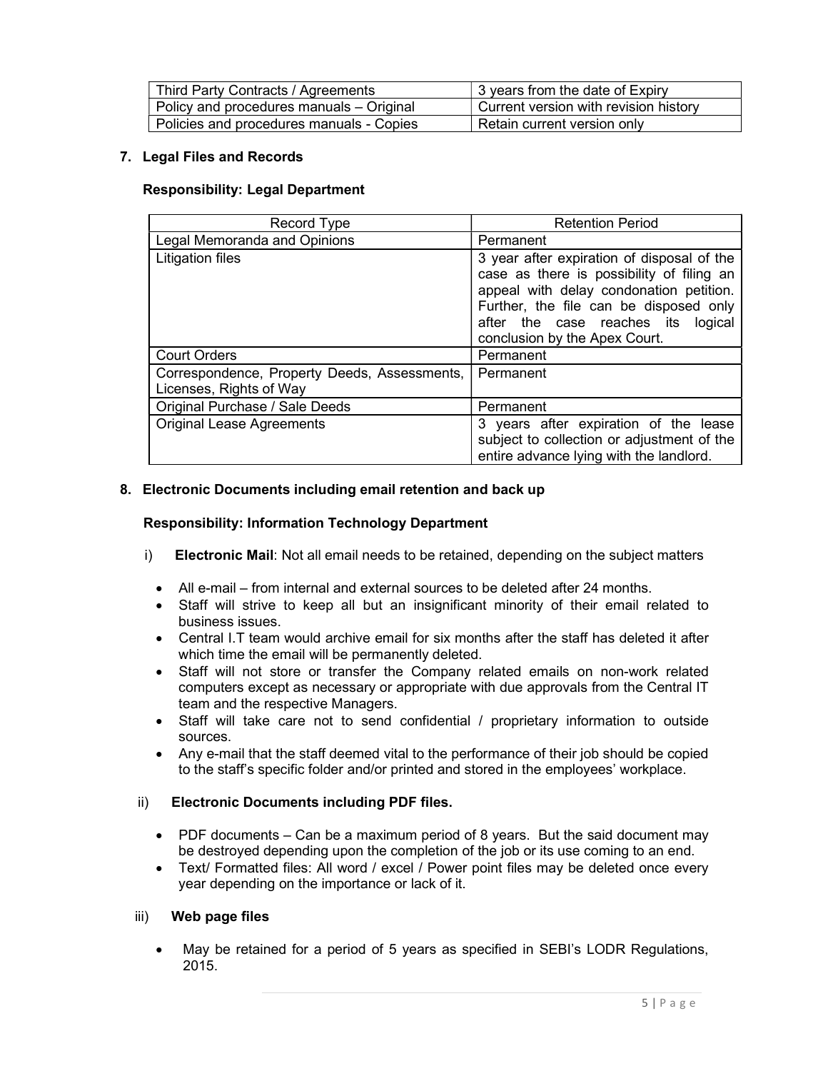| Third Party Contracts / Agreements | 3 years from the date of Expiry |
|---|---|
| Policy and procedures manuals – Original | Current version with revision history |
| Policies and procedures manuals - Copies | Retain current version only |

**7. Legal Files and Records**

**Responsibility: Legal Department**

| Record Type | Retention Period |
|---|---|
| Legal Memoranda and Opinions | Permanent |
| Litigation files | 3 year after expiration of disposal of the case as there is possibility of filing an appeal with delay condonation petition. Further, the file can be disposed only after the case reaches its logical conclusion by the Apex Court. |
| Court Orders | Permanent |
| Correspondence, Property Deeds, Assessments, Licenses, Rights of Way | Permanent |
| Original Purchase / Sale Deeds | Permanent |
| Original Lease Agreements | 3 years after expiration of the lease subject to collection or adjustment of the entire advance lying with the landlord. |

**8. Electronic Documents including email retention and back up**

**Responsibility: Information Technology Department**

i) **Electronic Mail**: Not all email needs to be retained, depending on the subject matters

- All e-mail – from internal and external sources to be deleted after 24 months.
- Staff will strive to keep all but an insignificant minority of their email related to business issues.
- Central I.T team would archive email for six months after the staff has deleted it after which time the email will be permanently deleted.
- Staff will not store or transfer the Company related emails on non-work related computers except as necessary or appropriate with due approvals from the Central IT team and the respective Managers.
- Staff will take care not to send confidential / proprietary information to outside sources.
- Any e-mail that the staff deemed vital to the performance of their job should be copied to the staff's specific folder and/or printed and stored in the employees' workplace.

ii) **Electronic Documents including PDF files.**

- PDF documents – Can be a maximum period of 8 years. But the said document may be destroyed depending upon the completion of the job or its use coming to an end.
- Text/ Formatted files: All word / excel / Power point files may be deleted once every year depending on the importance or lack of it.

iii) **Web page files**

- May be retained for a period of 5 years as specified in SEBI's LODR Regulations, 2015.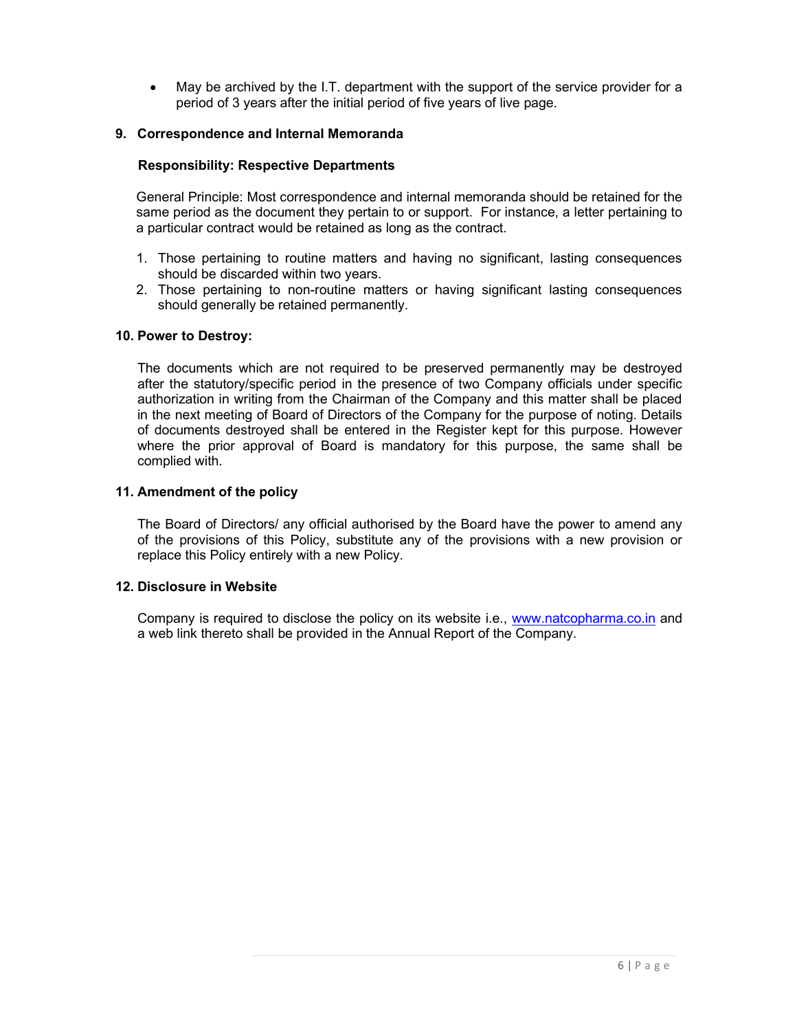- May be archived by the I.T. department with the support of the service provider for a period of 3 years after the initial period of five years of live page.

**9. Correspondence and Internal Memoranda**

**Responsibility: Respective Departments**

General Principle: Most correspondence and internal memoranda should be retained for the same period as the document they pertain to or support. For instance, a letter pertaining to a particular contract would be retained as long as the contract.

1. Those pertaining to routine matters and having no significant, lasting consequences should be discarded within two years.
2. Those pertaining to non-routine matters or having significant lasting consequences should generally be retained permanently.

**10. Power to Destroy:**

The documents which are not required to be preserved permanently may be destroyed after the statutory/specific period in the presence of two Company officials under specific authorization in writing from the Chairman of the Company and this matter shall be placed in the next meeting of Board of Directors of the Company for the purpose of noting. Details of documents destroyed shall be entered in the Register kept for this purpose. However where the prior approval of Board is mandatory for this purpose, the same shall be complied with.

**11. Amendment of the policy**

The Board of Directors/ any official authorised by the Board have the power to amend any of the provisions of this Policy, substitute any of the provisions with a new provision or replace this Policy entirely with a new Policy.

**12. Disclosure in Website**

Company is required to disclose the policy on its website i.e., www.natcopharma.co.in and a web link thereto shall be provided in the Annual Report of the Company.